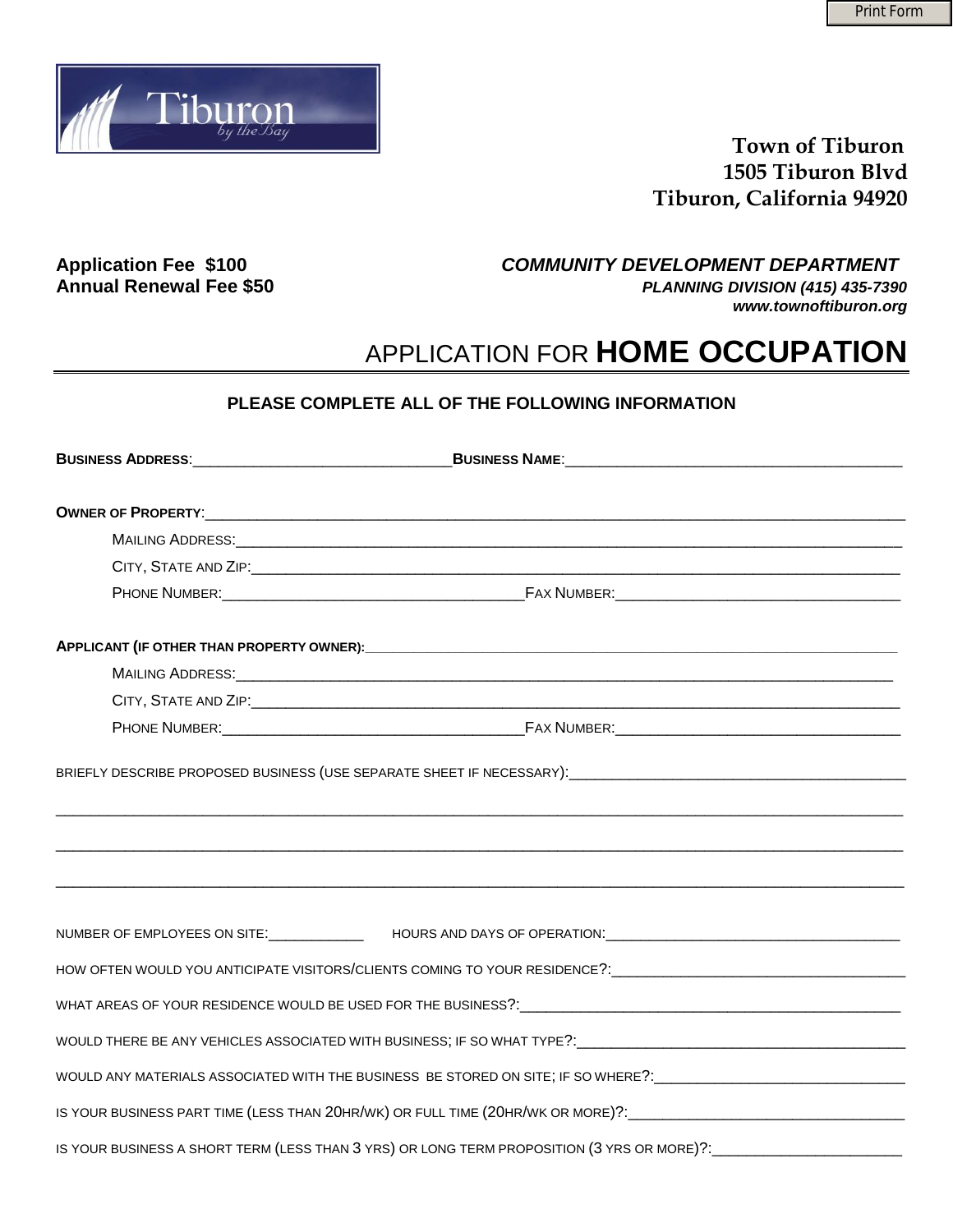Print Form

Tiburon by the Bay

**Town of Tiburon**
**1505 Tiburon Blvd**
**Tiburon, California 94920**

**Application Fee $100**
**Annual Renewal Fee $50**

***COMMUNITY DEVELOPMENT DEPARTMENT***
***PLANNING DIVISION (415) 435-7390***
***www.townoftiburon.org***

# APPLICATION FOR **HOME OCCUPATION**

**PLEASE COMPLETE ALL OF THE FOLLOWING INFORMATION**

**BUSINESS ADDRESS**:_______________________________ **BUSINESS NAME**:________________________________________

**OWNER OF PROPERTY**:_______________________________________________________________________________

MAILING ADDRESS:_______________________________________________________________________________

CITY, STATE AND ZIP:_____________________________________________________________________________

PHONE NUMBER:____________________________________ FAX NUMBER:__________________________________

**APPLICANT (IF OTHER THAN PROPERTY OWNER):**_______________________________________________________________

MAILING ADDRESS:_______________________________________________________________________________

CITY, STATE AND ZIP:_____________________________________________________________________________

PHONE NUMBER:____________________________________ FAX NUMBER:__________________________________

BRIEFLY DESCRIBE PROPOSED BUSINESS (USE SEPARATE SHEET IF NECESSARY):________________________________________

_____________________________________________________________________________________________________

_____________________________________________________________________________________________________

_____________________________________________________________________________________________________

NUMBER OF EMPLOYEES ON SITE:____________ HOURS AND DAYS OF OPERATION:_____________________________________

HOW OFTEN WOULD YOU ANTICIPATE VISITORS/CLIENTS COMING TO YOUR RESIDENCE?:___________________________________

WHAT AREAS OF YOUR RESIDENCE WOULD BE USED FOR THE BUSINESS?:_______________________________________________

WOULD THERE BE ANY VEHICLES ASSOCIATED WITH BUSINESS; IF SO WHAT TYPE?:_________________________________________

WOULD ANY MATERIALS ASSOCIATED WITH THE BUSINESS BE STORED ON SITE; IF SO WHERE?:______________________________

IS YOUR BUSINESS PART TIME (LESS THAN 20HR/WK) OR FULL TIME (20HR/WK OR MORE)?:_________________________________

IS YOUR BUSINESS A SHORT TERM (LESS THAN 3 YRS) OR LONG TERM PROPOSITION (3 YRS OR MORE)?:______________________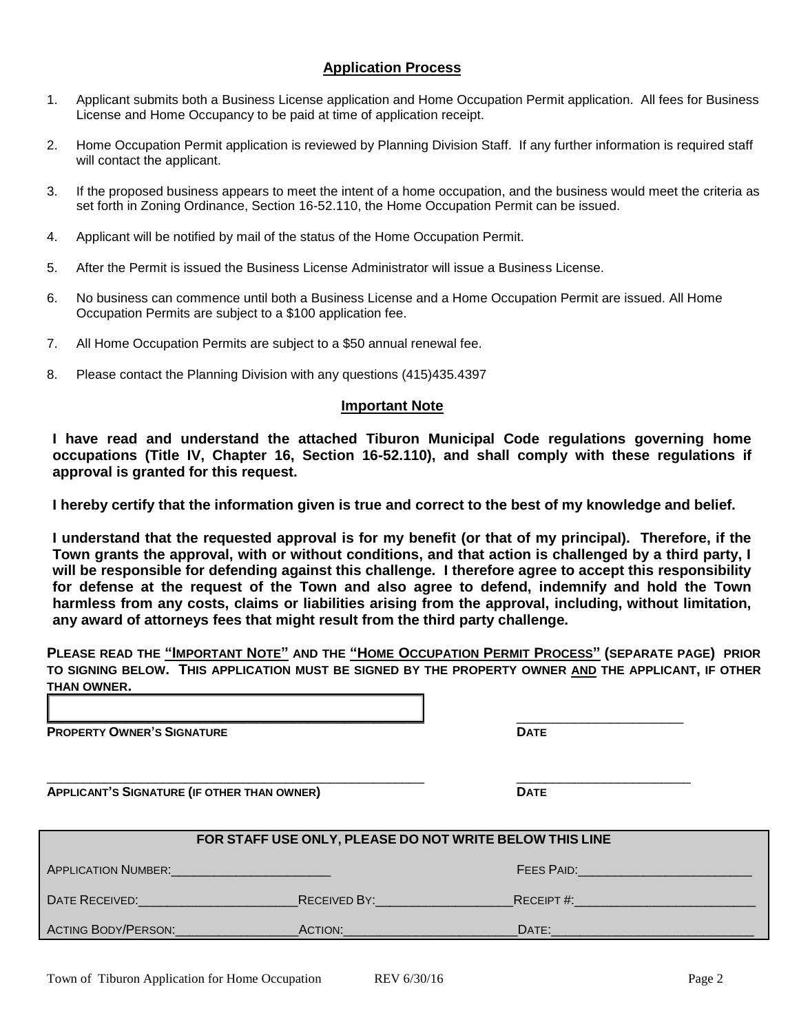## Application Process

1. Applicant submits both a Business License application and Home Occupation Permit application. All fees for Business License and Home Occupancy to be paid at time of application receipt.
2. Home Occupation Permit application is reviewed by Planning Division Staff. If any further information is required staff will contact the applicant.
3. If the proposed business appears to meet the intent of a home occupation, and the business would meet the criteria as set forth in Zoning Ordinance, Section 16-52.110, the Home Occupation Permit can be issued.
4. Applicant will be notified by mail of the status of the Home Occupation Permit.
5. After the Permit is issued the Business License Administrator will issue a Business License.
6. No business can commence until both a Business License and a Home Occupation Permit are issued. All Home Occupation Permits are subject to a $100 application fee.
7. All Home Occupation Permits are subject to a $50 annual renewal fee.
8. Please contact the Planning Division with any questions (415)435.4397

## Important Note

**I have read and understand the attached Tiburon Municipal Code regulations governing home occupations (Title IV, Chapter 16, Section 16-52.110), and shall comply with these regulations if approval is granted for this request.**

**I hereby certify that the information given is true and correct to the best of my knowledge and belief.**

**I understand that the requested approval is for my benefit (or that of my principal). Therefore, if the Town grants the approval, with or without conditions, and that action is challenged by a third party, I will be responsible for defending against this challenge. I therefore agree to accept this responsibility for defense at the request of the Town and also agree to defend, indemnify and hold the Town harmless from any costs, claims or liabilities arising from the approval, including, without limitation, any award of attorneys fees that might result from the third party challenge.**

**PLEASE READ THE "IMPORTANT NOTE" AND THE "HOME OCCUPATION PERMIT PROCESS" (SEPARATE PAGE) PRIOR TO SIGNING BELOW. THIS APPLICATION MUST BE SIGNED BY THE PROPERTY OWNER AND THE APPLICANT, IF OTHER THAN OWNER.**

______________________________ ______________________

**PROPERTY OWNER'S SIGNATURE** **DATE**

______________________________ ______________________

**APPLICANT'S SIGNATURE (IF OTHER THAN OWNER)** **DATE**

**FOR STAFF USE ONLY, PLEASE DO NOT WRITE BELOW THIS LINE**

APPLICATION NUMBER:____________________ FEES PAID:____________________

DATE RECEIVED:____________________ RECEIVED BY:________________ RECEIPT #:____________________

ACTING BODY/PERSON:________________ ACTION:____________________ DATE:____________________